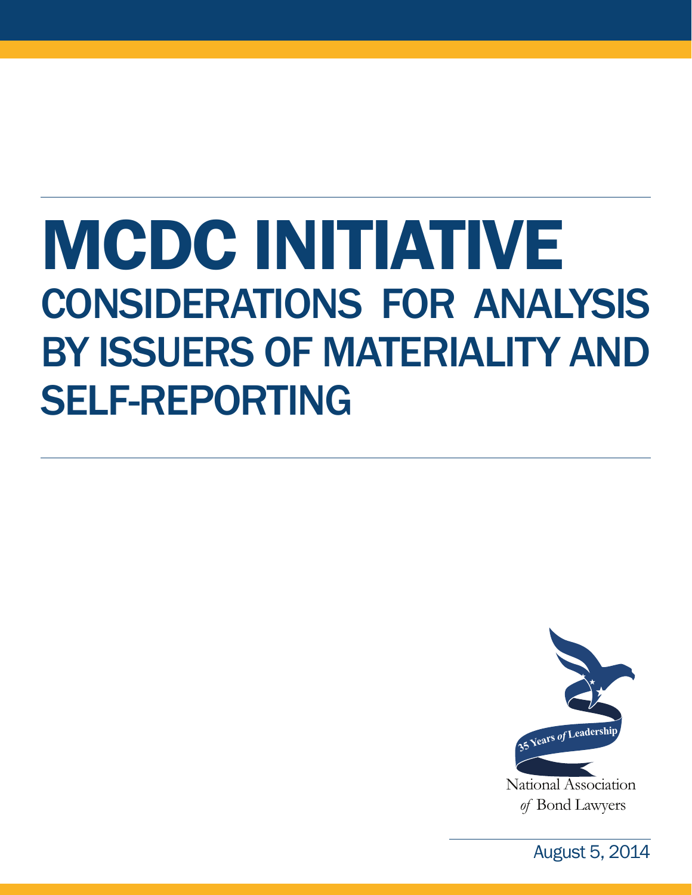# MCDC INITIATIVE

## CONSIDERATIONS FOR ANALYSIS BY ISSUERS OF MATERIALITY AND SELF-REPORTING

35 Years *of* Leadership

National Association *of* Bond Lawyers

August 5, 2014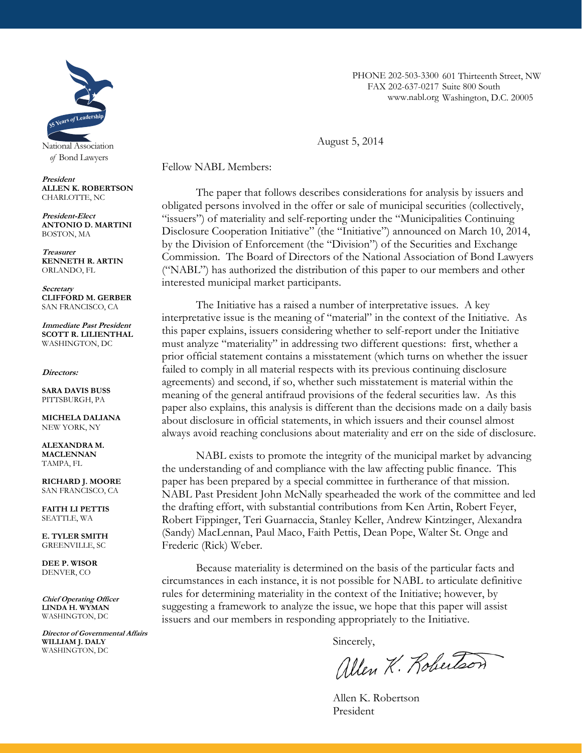National Association
*of* Bond Lawyers

PHONE 202-503-3300
FAX 202-637-0217
www.nabl.org

601 Thirteenth Street, NW
Suite 800 South
Washington, D.C. 20005

***President***
**ALLEN K. ROBERTSON**
CHARLOTTE, NC

***President-Elect***
**ANTONIO D. MARTINI**
BOSTON, MA

***Treasurer***
**KENNETH R. ARTIN**
ORLANDO, FL

***Secretary***
**CLIFFORD M. GERBER**
SAN FRANCISCO, CA

***Immediate Past President***
**SCOTT R. LILIENTHAL**
WASHINGTON, DC

***Directors:***

**SARA DAVIS BUSS**
PITTSBURGH, PA

**MICHELA DALIANA**
NEW YORK, NY

**ALEXANDRA M. MACLENNAN**
TAMPA, FL

**RICHARD J. MOORE**
SAN FRANCISCO, CA

**FAITH LI PETTIS**
SEATTLE, WA

**E. TYLER SMITH**
GREENVILLE, SC

**DEE P. WISOR**
DENVER, CO

***Chief Operating Officer***
**LINDA H. WYMAN**
WASHINGTON, DC

***Director of Governmental Affairs***
**WILLIAM J. DALY**
WASHINGTON, DC

August 5, 2014

Fellow NABL Members:

The paper that follows describes considerations for analysis by issuers and obligated persons involved in the offer or sale of municipal securities (collectively, "issuers") of materiality and self-reporting under the "Municipalities Continuing Disclosure Cooperation Initiative" (the "Initiative") announced on March 10, 2014, by the Division of Enforcement (the "Division") of the Securities and Exchange Commission. The Board of Directors of the National Association of Bond Lawyers ("NABL") has authorized the distribution of this paper to our members and other interested municipal market participants.

The Initiative has a raised a number of interpretative issues. A key interpretative issue is the meaning of "material" in the context of the Initiative. As this paper explains, issuers considering whether to self-report under the Initiative must analyze "materiality" in addressing two different questions: first, whether a prior official statement contains a misstatement (which turns on whether the issuer failed to comply in all material respects with its previous continuing disclosure agreements) and second, if so, whether such misstatement is material within the meaning of the general antifraud provisions of the federal securities law. As this paper also explains, this analysis is different than the decisions made on a daily basis about disclosure in official statements, in which issuers and their counsel almost always avoid reaching conclusions about materiality and err on the side of disclosure.

NABL exists to promote the integrity of the municipal market by advancing the understanding of and compliance with the law affecting public finance. This paper has been prepared by a special committee in furtherance of that mission. NABL Past President John McNally spearheaded the work of the committee and led the drafting effort, with substantial contributions from Ken Artin, Robert Feyer, Robert Fippinger, Teri Guarnaccia, Stanley Keller, Andrew Kintzinger, Alexandra (Sandy) MacLennan, Paul Maco, Faith Pettis, Dean Pope, Walter St. Onge and Frederic (Rick) Weber.

Because materiality is determined on the basis of the particular facts and circumstances in each instance, it is not possible for NABL to articulate definitive rules for determining materiality in the context of the Initiative; however, by suggesting a framework to analyze the issue, we hope that this paper will assist issuers and our members in responding appropriately to the Initiative.

Sincerely,

Allen K. Robertson

Allen K. Robertson
President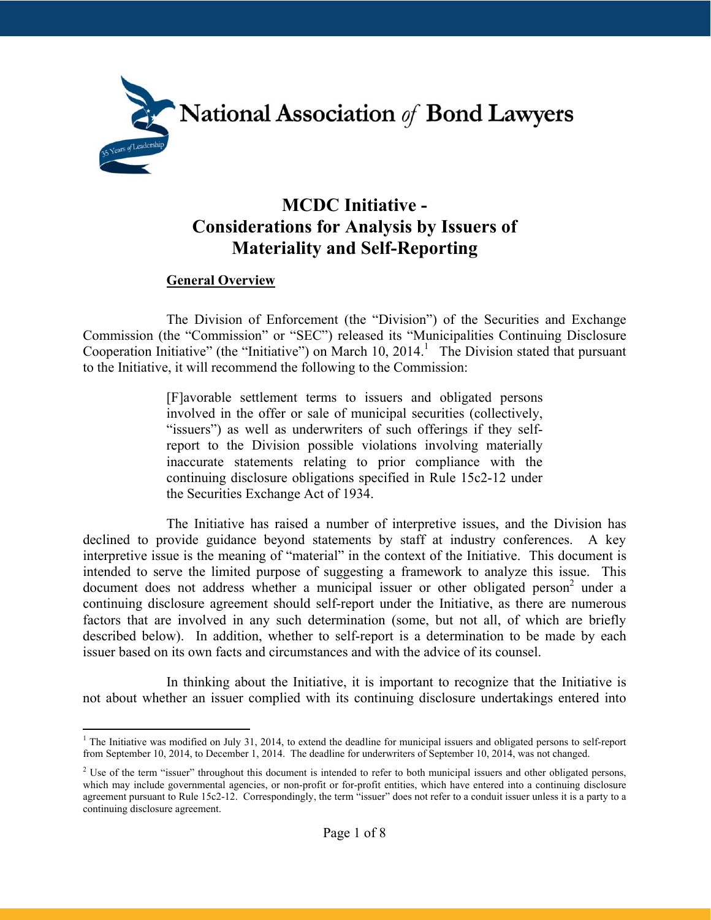National Association *of* Bond Lawyers

# MCDC Initiative - Considerations for Analysis by Issuers of Materiality and Self-Reporting

## General Overview

The Division of Enforcement (the "Division") of the Securities and Exchange Commission (the "Commission" or "SEC") released its "Municipalities Continuing Disclosure Cooperation Initiative" (the "Initiative") on March 10, 2014.[1] The Division stated that pursuant to the Initiative, it will recommend the following to the Commission:

> [F]avorable settlement terms to issuers and obligated persons involved in the offer or sale of municipal securities (collectively, "issuers") as well as underwriters of such offerings if they self-report to the Division possible violations involving materially inaccurate statements relating to prior compliance with the continuing disclosure obligations specified in Rule 15c2-12 under the Securities Exchange Act of 1934.

The Initiative has raised a number of interpretive issues, and the Division has declined to provide guidance beyond statements by staff at industry conferences. A key interpretive issue is the meaning of "material" in the context of the Initiative. This document is intended to serve the limited purpose of suggesting a framework to analyze this issue. This document does not address whether a municipal issuer or other obligated person[2] under a continuing disclosure agreement should self-report under the Initiative, as there are numerous factors that are involved in any such determination (some, but not all, of which are briefly described below). In addition, whether to self-report is a determination to be made by each issuer based on its own facts and circumstances and with the advice of its counsel.

In thinking about the Initiative, it is important to recognize that the Initiative is not about whether an issuer complied with its continuing disclosure undertakings entered into

---

[1] The Initiative was modified on July 31, 2014, to extend the deadline for municipal issuers and obligated persons to self-report from September 10, 2014, to December 1, 2014. The deadline for underwriters of September 10, 2014, was not changed.

[2] Use of the term "issuer" throughout this document is intended to refer to both municipal issuers and other obligated persons, which may include governmental agencies, or non-profit or for-profit entities, which have entered into a continuing disclosure agreement pursuant to Rule 15c2-12. Correspondingly, the term "issuer" does not refer to a conduit issuer unless it is a party to a continuing disclosure agreement.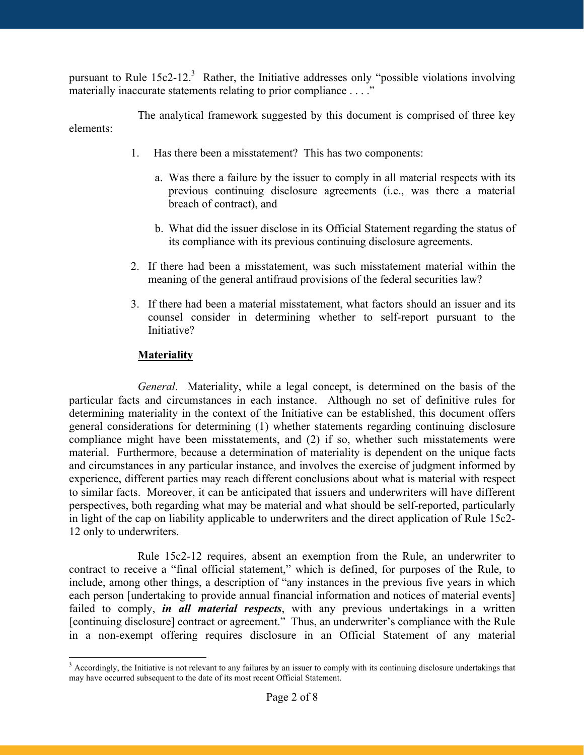pursuant to Rule 15c2-12.[3] Rather, the Initiative addresses only "possible violations involving materially inaccurate statements relating to prior compliance . . . ."

The analytical framework suggested by this document is comprised of three key elements:

1. Has there been a misstatement? This has two components:

   a. Was there a failure by the issuer to comply in all material respects with its previous continuing disclosure agreements (i.e., was there a material breach of contract), and

   b. What did the issuer disclose in its Official Statement regarding the status of its compliance with its previous continuing disclosure agreements.

2. If there had been a misstatement, was such misstatement material within the meaning of the general antifraud provisions of the federal securities law?

3. If there had been a material misstatement, what factors should an issuer and its counsel consider in determining whether to self-report pursuant to the Initiative?

**Materiality**

*General*. Materiality, while a legal concept, is determined on the basis of the particular facts and circumstances in each instance. Although no set of definitive rules for determining materiality in the context of the Initiative can be established, this document offers general considerations for determining (1) whether statements regarding continuing disclosure compliance might have been misstatements, and (2) if so, whether such misstatements were material. Furthermore, because a determination of materiality is dependent on the unique facts and circumstances in any particular instance, and involves the exercise of judgment informed by experience, different parties may reach different conclusions about what is material with respect to similar facts. Moreover, it can be anticipated that issuers and underwriters will have different perspectives, both regarding what may be material and what should be self-reported, particularly in light of the cap on liability applicable to underwriters and the direct application of Rule 15c2-12 only to underwriters.

Rule 15c2-12 requires, absent an exemption from the Rule, an underwriter to contract to receive a "final official statement," which is defined, for purposes of the Rule, to include, among other things, a description of "any instances in the previous five years in which each person [undertaking to provide annual financial information and notices of material events] failed to comply, ***in all material respects***, with any previous undertakings in a written [continuing disclosure] contract or agreement." Thus, an underwriter's compliance with the Rule in a non-exempt offering requires disclosure in an Official Statement of any material

[3] Accordingly, the Initiative is not relevant to any failures by an issuer to comply with its continuing disclosure undertakings that may have occurred subsequent to the date of its most recent Official Statement.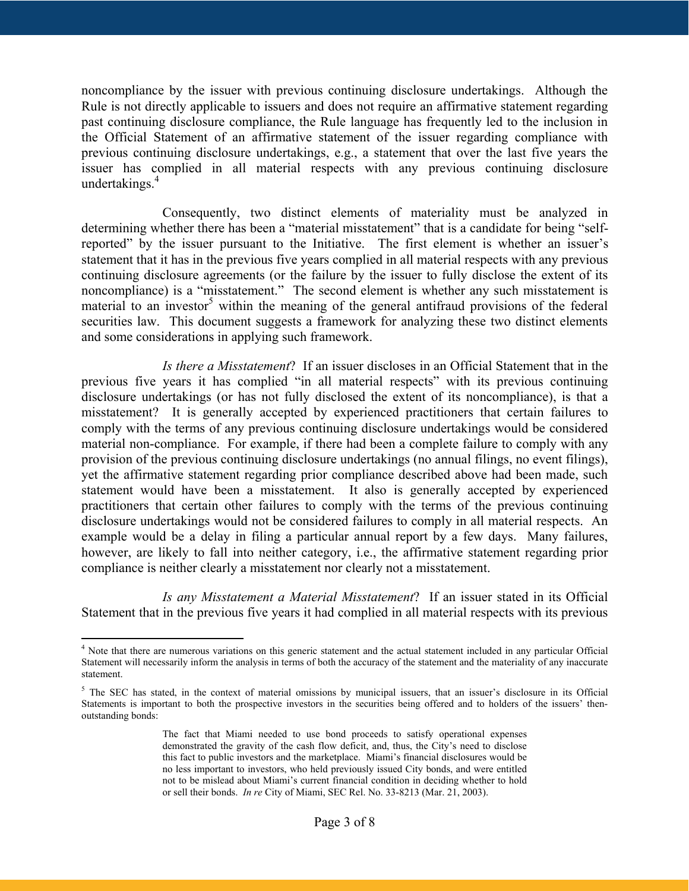noncompliance by the issuer with previous continuing disclosure undertakings. Although the Rule is not directly applicable to issuers and does not require an affirmative statement regarding past continuing disclosure compliance, the Rule language has frequently led to the inclusion in the Official Statement of an affirmative statement of the issuer regarding compliance with previous continuing disclosure undertakings, e.g., a statement that over the last five years the issuer has complied in all material respects with any previous continuing disclosure undertakings.[4]

Consequently, two distinct elements of materiality must be analyzed in determining whether there has been a "material misstatement" that is a candidate for being "self-reported" by the issuer pursuant to the Initiative. The first element is whether an issuer's statement that it has in the previous five years complied in all material respects with any previous continuing disclosure agreements (or the failure by the issuer to fully disclose the extent of its noncompliance) is a "misstatement." The second element is whether any such misstatement is material to an investor[5] within the meaning of the general antifraud provisions of the federal securities law. This document suggests a framework for analyzing these two distinct elements and some considerations in applying such framework.

*Is there a Misstatement*? If an issuer discloses in an Official Statement that in the previous five years it has complied "in all material respects" with its previous continuing disclosure undertakings (or has not fully disclosed the extent of its noncompliance), is that a misstatement? It is generally accepted by experienced practitioners that certain failures to comply with the terms of any previous continuing disclosure undertakings would be considered material non-compliance. For example, if there had been a complete failure to comply with any provision of the previous continuing disclosure undertakings (no annual filings, no event filings), yet the affirmative statement regarding prior compliance described above had been made, such statement would have been a misstatement. It also is generally accepted by experienced practitioners that certain other failures to comply with the terms of the previous continuing disclosure undertakings would not be considered failures to comply in all material respects. An example would be a delay in filing a particular annual report by a few days. Many failures, however, are likely to fall into neither category, i.e., the affirmative statement regarding prior compliance is neither clearly a misstatement nor clearly not a misstatement.

*Is any Misstatement a Material Misstatement*? If an issuer stated in its Official Statement that in the previous five years it had complied in all material respects with its previous

---

[4] Note that there are numerous variations on this generic statement and the actual statement included in any particular Official Statement will necessarily inform the analysis in terms of both the accuracy of the statement and the materiality of any inaccurate statement.

[5] The SEC has stated, in the context of material omissions by municipal issuers, that an issuer's disclosure in its Official Statements is important to both the prospective investors in the securities being offered and to holders of the issuers' then-outstanding bonds:

> The fact that Miami needed to use bond proceeds to satisfy operational expenses demonstrated the gravity of the cash flow deficit, and, thus, the City's need to disclose this fact to public investors and the marketplace. Miami's financial disclosures would be no less important to investors, who held previously issued City bonds, and were entitled not to be mislead about Miami's current financial condition in deciding whether to hold or sell their bonds. *In re* City of Miami, SEC Rel. No. 33-8213 (Mar. 21, 2003).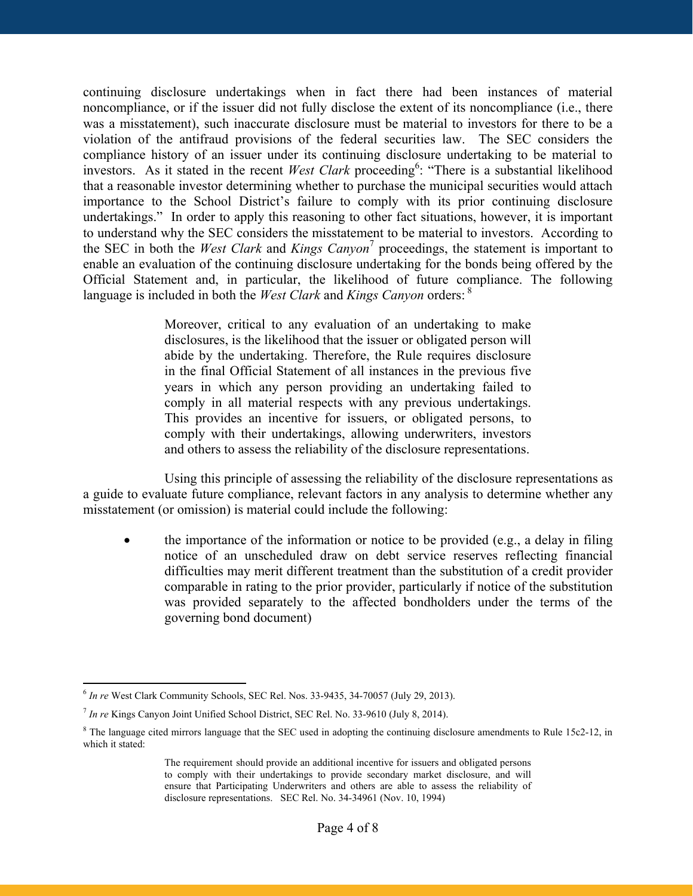continuing disclosure undertakings when in fact there had been instances of material noncompliance, or if the issuer did not fully disclose the extent of its noncompliance (i.e., there was a misstatement), such inaccurate disclosure must be material to investors for there to be a violation of the antifraud provisions of the federal securities law. The SEC considers the compliance history of an issuer under its continuing disclosure undertaking to be material to investors. As it stated in the recent *West Clark* proceeding[6]: "There is a substantial likelihood that a reasonable investor determining whether to purchase the municipal securities would attach importance to the School District's failure to comply with its prior continuing disclosure undertakings." In order to apply this reasoning to other fact situations, however, it is important to understand why the SEC considers the misstatement to be material to investors. According to the SEC in both the *West Clark* and *Kings Canyon*[7] proceedings, the statement is important to enable an evaluation of the continuing disclosure undertaking for the bonds being offered by the Official Statement and, in particular, the likelihood of future compliance. The following language is included in both the *West Clark* and *Kings Canyon* orders: [8]

> Moreover, critical to any evaluation of an undertaking to make disclosures, is the likelihood that the issuer or obligated person will abide by the undertaking. Therefore, the Rule requires disclosure in the final Official Statement of all instances in the previous five years in which any person providing an undertaking failed to comply in all material respects with any previous undertakings. This provides an incentive for issuers, or obligated persons, to comply with their undertakings, allowing underwriters, investors and others to assess the reliability of the disclosure representations.

Using this principle of assessing the reliability of the disclosure representations as a guide to evaluate future compliance, relevant factors in any analysis to determine whether any misstatement (or omission) is material could include the following:

- the importance of the information or notice to be provided (e.g., a delay in filing notice of an unscheduled draw on debt service reserves reflecting financial difficulties may merit different treatment than the substitution of a credit provider comparable in rating to the prior provider, particularly if notice of the substitution was provided separately to the affected bondholders under the terms of the governing bond document)

---

[6] *In re* West Clark Community Schools, SEC Rel. Nos. 33-9435, 34-70057 (July 29, 2013).

[7] *In re* Kings Canyon Joint Unified School District, SEC Rel. No. 33-9610 (July 8, 2014).

[8] The language cited mirrors language that the SEC used in adopting the continuing disclosure amendments to Rule 15c2-12, in which it stated:

> The requirement should provide an additional incentive for issuers and obligated persons to comply with their undertakings to provide secondary market disclosure, and will ensure that Participating Underwriters and others are able to assess the reliability of disclosure representations. SEC Rel. No. 34-34961 (Nov. 10, 1994)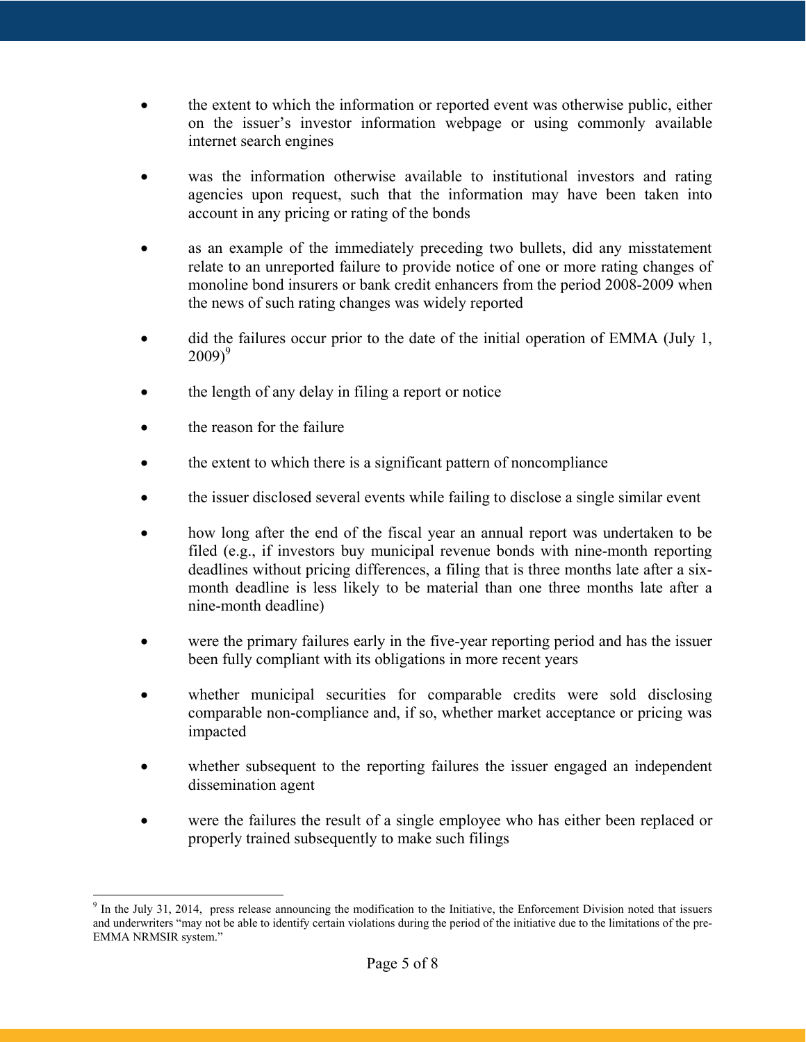- the extent to which the information or reported event was otherwise public, either on the issuer's investor information webpage or using commonly available internet search engines

- was the information otherwise available to institutional investors and rating agencies upon request, such that the information may have been taken into account in any pricing or rating of the bonds

- as an example of the immediately preceding two bullets, did any misstatement relate to an unreported failure to provide notice of one or more rating changes of monoline bond insurers or bank credit enhancers from the period 2008-2009 when the news of such rating changes was widely reported

- did the failures occur prior to the date of the initial operation of EMMA (July 1, 2009)[9]

- the length of any delay in filing a report or notice

- the reason for the failure

- the extent to which there is a significant pattern of noncompliance

- the issuer disclosed several events while failing to disclose a single similar event

- how long after the end of the fiscal year an annual report was undertaken to be filed (e.g., if investors buy municipal revenue bonds with nine-month reporting deadlines without pricing differences, a filing that is three months late after a six-month deadline is less likely to be material than one three months late after a nine-month deadline)

- were the primary failures early in the five-year reporting period and has the issuer been fully compliant with its obligations in more recent years

- whether municipal securities for comparable credits were sold disclosing comparable non-compliance and, if so, whether market acceptance or pricing was impacted

- whether subsequent to the reporting failures the issuer engaged an independent dissemination agent

- were the failures the result of a single employee who has either been replaced or properly trained subsequently to make such filings

---

[9] In the July 31, 2014, press release announcing the modification to the Initiative, the Enforcement Division noted that issuers and underwriters "may not be able to identify certain violations during the period of the initiative due to the limitations of the pre-EMMA NRMSIR system."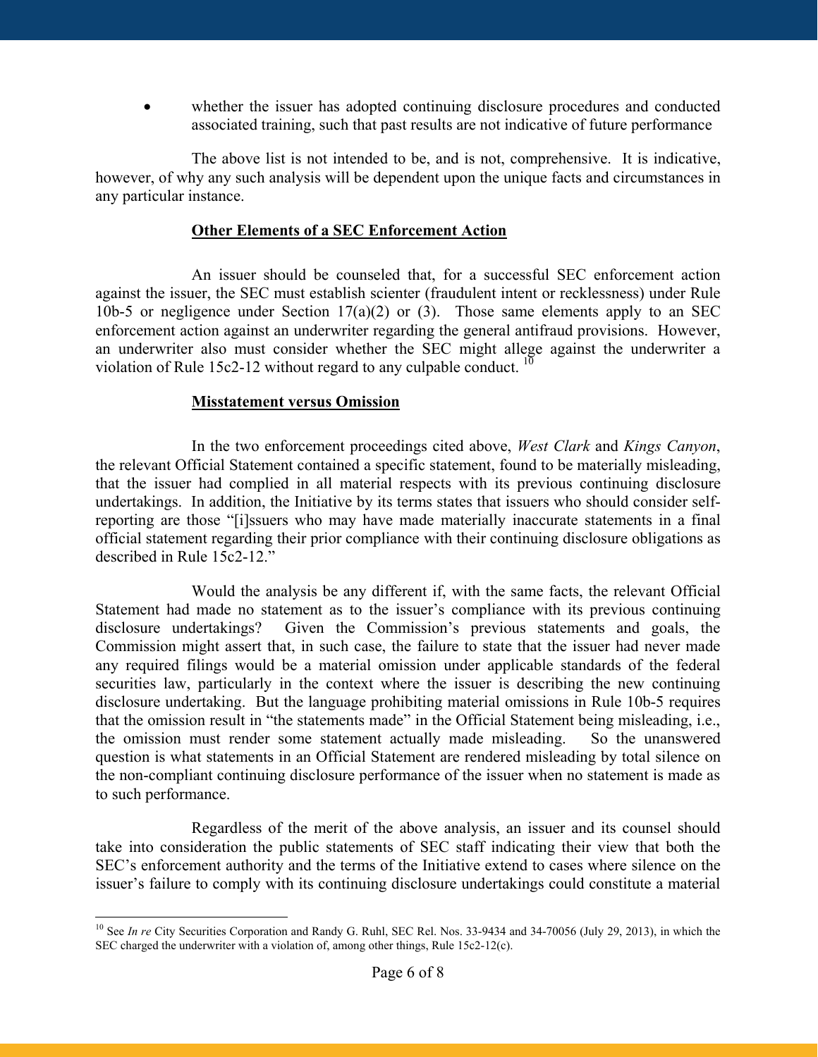- whether the issuer has adopted continuing disclosure procedures and conducted associated training, such that past results are not indicative of future performance

The above list is not intended to be, and is not, comprehensive. It is indicative, however, of why any such analysis will be dependent upon the unique facts and circumstances in any particular instance.

**Other Elements of a SEC Enforcement Action**

An issuer should be counseled that, for a successful SEC enforcement action against the issuer, the SEC must establish scienter (fraudulent intent or recklessness) under Rule 10b-5 or negligence under Section 17(a)(2) or (3). Those same elements apply to an SEC enforcement action against an underwriter regarding the general antifraud provisions. However, an underwriter also must consider whether the SEC might allege against the underwriter a violation of Rule 15c2-12 without regard to any culpable conduct.[10]

**Misstatement versus Omission**

In the two enforcement proceedings cited above, *West Clark* and *Kings Canyon*, the relevant Official Statement contained a specific statement, found to be materially misleading, that the issuer had complied in all material respects with its previous continuing disclosure undertakings. In addition, the Initiative by its terms states that issuers who should consider self-reporting are those "[i]ssuers who may have made materially inaccurate statements in a final official statement regarding their prior compliance with their continuing disclosure obligations as described in Rule 15c2-12."

Would the analysis be any different if, with the same facts, the relevant Official Statement had made no statement as to the issuer's compliance with its previous continuing disclosure undertakings? Given the Commission's previous statements and goals, the Commission might assert that, in such case, the failure to state that the issuer had never made any required filings would be a material omission under applicable standards of the federal securities law, particularly in the context where the issuer is describing the new continuing disclosure undertaking. But the language prohibiting material omissions in Rule 10b-5 requires that the omission result in "the statements made" in the Official Statement being misleading, i.e., the omission must render some statement actually made misleading. So the unanswered question is what statements in an Official Statement are rendered misleading by total silence on the non-compliant continuing disclosure performance of the issuer when no statement is made as to such performance.

Regardless of the merit of the above analysis, an issuer and its counsel should take into consideration the public statements of SEC staff indicating their view that both the SEC's enforcement authority and the terms of the Initiative extend to cases where silence on the issuer's failure to comply with its continuing disclosure undertakings could constitute a material

---

[10] See *In re* City Securities Corporation and Randy G. Ruhl, SEC Rel. Nos. 33-9434 and 34-70056 (July 29, 2013), in which the SEC charged the underwriter with a violation of, among other things, Rule 15c2-12(c).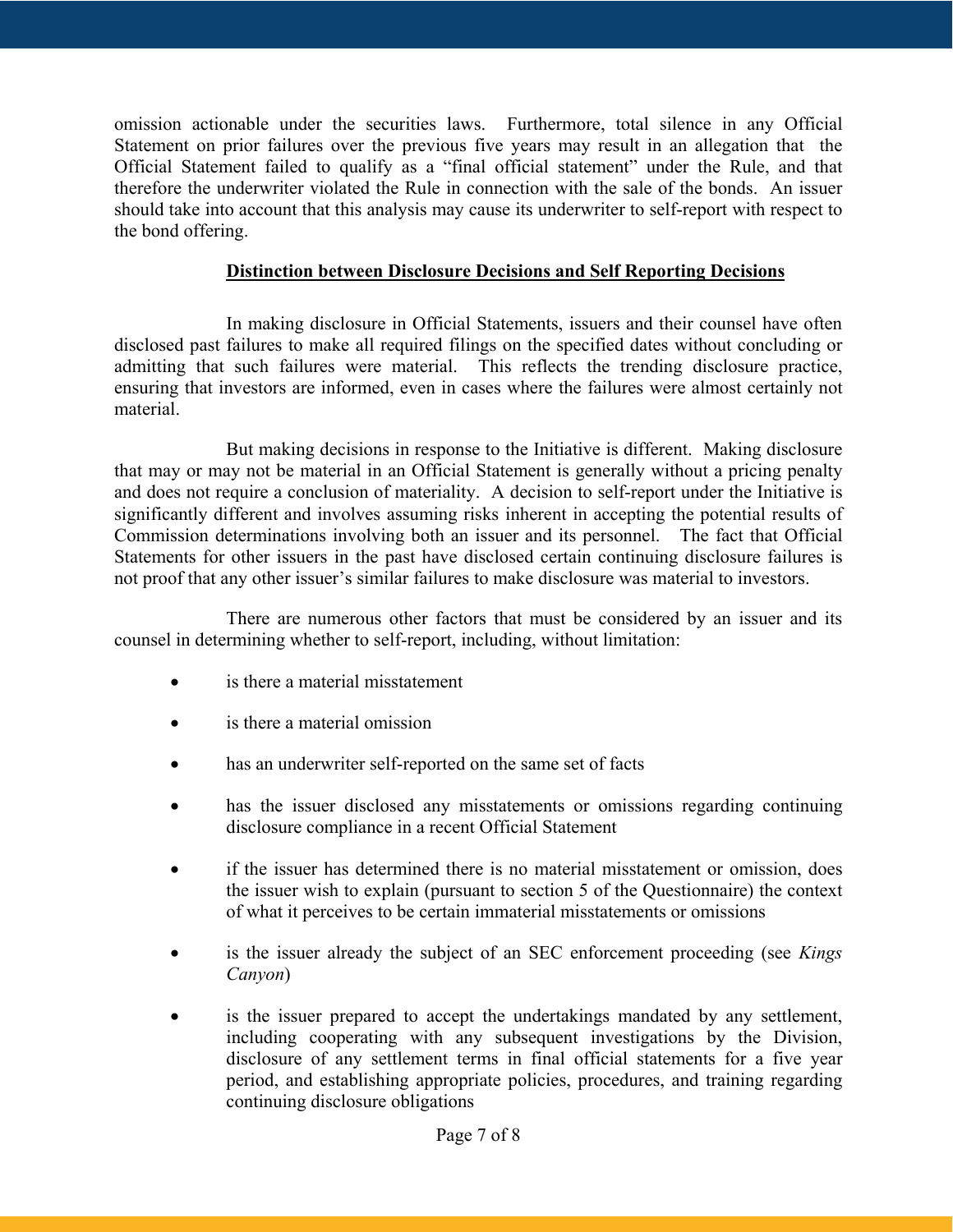omission actionable under the securities laws. Furthermore, total silence in any Official Statement on prior failures over the previous five years may result in an allegation that the Official Statement failed to qualify as a "final official statement" under the Rule, and that therefore the underwriter violated the Rule in connection with the sale of the bonds. An issuer should take into account that this analysis may cause its underwriter to self-report with respect to the bond offering.

## Distinction between Disclosure Decisions and Self Reporting Decisions

In making disclosure in Official Statements, issuers and their counsel have often disclosed past failures to make all required filings on the specified dates without concluding or admitting that such failures were material. This reflects the trending disclosure practice, ensuring that investors are informed, even in cases where the failures were almost certainly not material.

But making decisions in response to the Initiative is different. Making disclosure that may or may not be material in an Official Statement is generally without a pricing penalty and does not require a conclusion of materiality. A decision to self-report under the Initiative is significantly different and involves assuming risks inherent in accepting the potential results of Commission determinations involving both an issuer and its personnel. The fact that Official Statements for other issuers in the past have disclosed certain continuing disclosure failures is not proof that any other issuer's similar failures to make disclosure was material to investors.

There are numerous other factors that must be considered by an issuer and its counsel in determining whether to self-report, including, without limitation:

- is there a material misstatement
- is there a material omission
- has an underwriter self-reported on the same set of facts
- has the issuer disclosed any misstatements or omissions regarding continuing disclosure compliance in a recent Official Statement
- if the issuer has determined there is no material misstatement or omission, does the issuer wish to explain (pursuant to section 5 of the Questionnaire) the context of what it perceives to be certain immaterial misstatements or omissions
- is the issuer already the subject of an SEC enforcement proceeding (see *Kings Canyon*)
- is the issuer prepared to accept the undertakings mandated by any settlement, including cooperating with any subsequent investigations by the Division, disclosure of any settlement terms in final official statements for a five year period, and establishing appropriate policies, procedures, and training regarding continuing disclosure obligations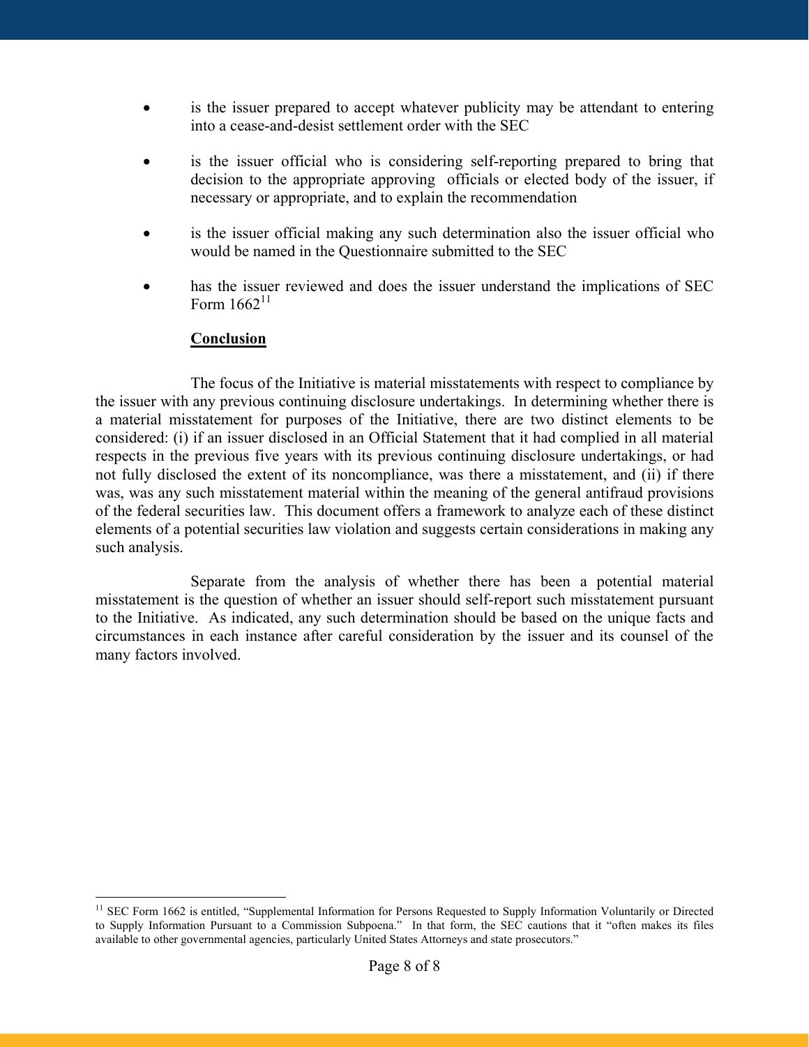- is the issuer prepared to accept whatever publicity may be attendant to entering into a cease-and-desist settlement order with the SEC

- is the issuer official who is considering self-reporting prepared to bring that decision to the appropriate approving officials or elected body of the issuer, if necessary or appropriate, and to explain the recommendation

- is the issuer official making any such determination also the issuer official who would be named in the Questionnaire submitted to the SEC

- has the issuer reviewed and does the issuer understand the implications of SEC Form 1662[11]

## <u>Conclusion</u>

The focus of the Initiative is material misstatements with respect to compliance by the issuer with any previous continuing disclosure undertakings. In determining whether there is a material misstatement for purposes of the Initiative, there are two distinct elements to be considered: (i) if an issuer disclosed in an Official Statement that it had complied in all material respects in the previous five years with its previous continuing disclosure undertakings, or had not fully disclosed the extent of its noncompliance, was there a misstatement, and (ii) if there was, was any such misstatement material within the meaning of the general antifraud provisions of the federal securities law. This document offers a framework to analyze each of these distinct elements of a potential securities law violation and suggests certain considerations in making any such analysis.

Separate from the analysis of whether there has been a potential material misstatement is the question of whether an issuer should self-report such misstatement pursuant to the Initiative. As indicated, any such determination should be based on the unique facts and circumstances in each instance after careful consideration by the issuer and its counsel of the many factors involved.

---

[11] SEC Form 1662 is entitled, "Supplemental Information for Persons Requested to Supply Information Voluntarily or Directed to Supply Information Pursuant to a Commission Subpoena." In that form, the SEC cautions that it "often makes its files available to other governmental agencies, particularly United States Attorneys and state prosecutors."